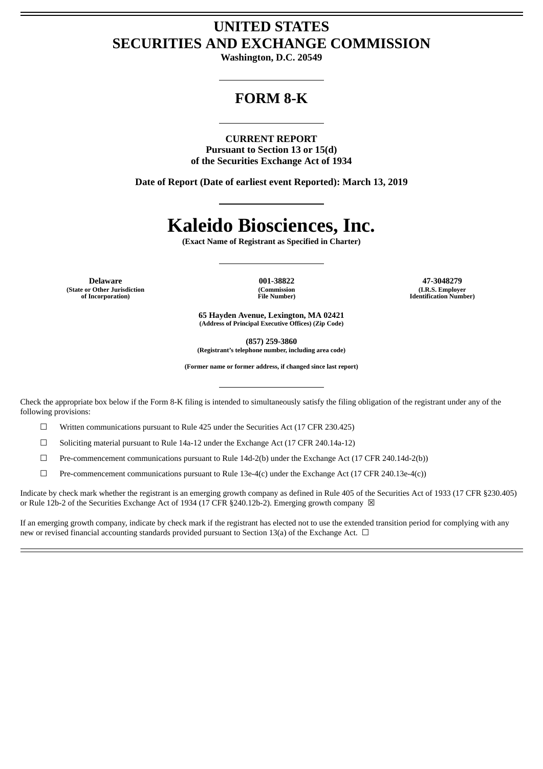# UNITED STATES
# SECURITIES AND EXCHANGE COMMISSION

**Washington, D.C. 20549**

## FORM 8-K

**CURRENT REPORT**
**Pursuant to Section 13 or 15(d)**
**of the Securities Exchange Act of 1934**

**Date of Report (Date of earliest event Reported): March 13, 2019**

# Kaleido Biosciences, Inc.

**(Exact Name of Registrant as Specified in Charter)**

| **Delaware** | **001-38822** | **47-3048279** |
|---|---|---|
| **(State or Other Jurisdiction of Incorporation)** | **(Commission File Number)** | **(I.R.S. Employer Identification Number)** |

**65 Hayden Avenue, Lexington, MA 02421**
**(Address of Principal Executive Offices) (Zip Code)**

**(857) 259-3860**
**(Registrant's telephone number, including area code)**

**(Former name or former address, if changed since last report)**

Check the appropriate box below if the Form 8-K filing is intended to simultaneously satisfy the filing obligation of the registrant under any of the following provisions:

☐ Written communications pursuant to Rule 425 under the Securities Act (17 CFR 230.425)

☐ Soliciting material pursuant to Rule 14a-12 under the Exchange Act (17 CFR 240.14a-12)

☐ Pre-commencement communications pursuant to Rule 14d-2(b) under the Exchange Act (17 CFR 240.14d-2(b))

☐ Pre-commencement communications pursuant to Rule 13e-4(c) under the Exchange Act (17 CFR 240.13e-4(c))

Indicate by check mark whether the registrant is an emerging growth company as defined in Rule 405 of the Securities Act of 1933 (17 CFR §230.405) or Rule 12b-2 of the Securities Exchange Act of 1934 (17 CFR §240.12b-2). Emerging growth company ☒

If an emerging growth company, indicate by check mark if the registrant has elected not to use the extended transition period for complying with any new or revised financial accounting standards provided pursuant to Section 13(a) of the Exchange Act. ☐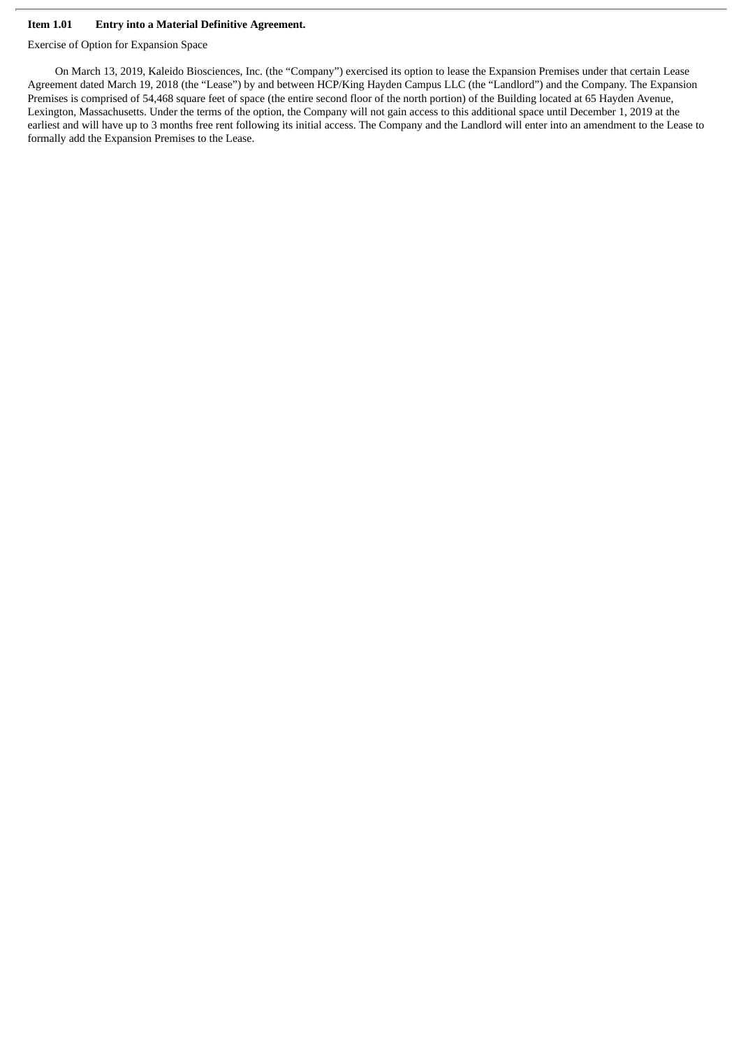**Item 1.01 Entry into a Material Definitive Agreement.**

Exercise of Option for Expansion Space

On March 13, 2019, Kaleido Biosciences, Inc. (the "Company") exercised its option to lease the Expansion Premises under that certain Lease Agreement dated March 19, 2018 (the "Lease") by and between HCP/King Hayden Campus LLC (the "Landlord") and the Company. The Expansion Premises is comprised of 54,468 square feet of space (the entire second floor of the north portion) of the Building located at 65 Hayden Avenue, Lexington, Massachusetts. Under the terms of the option, the Company will not gain access to this additional space until December 1, 2019 at the earliest and will have up to 3 months free rent following its initial access. The Company and the Landlord will enter into an amendment to the Lease to formally add the Expansion Premises to the Lease.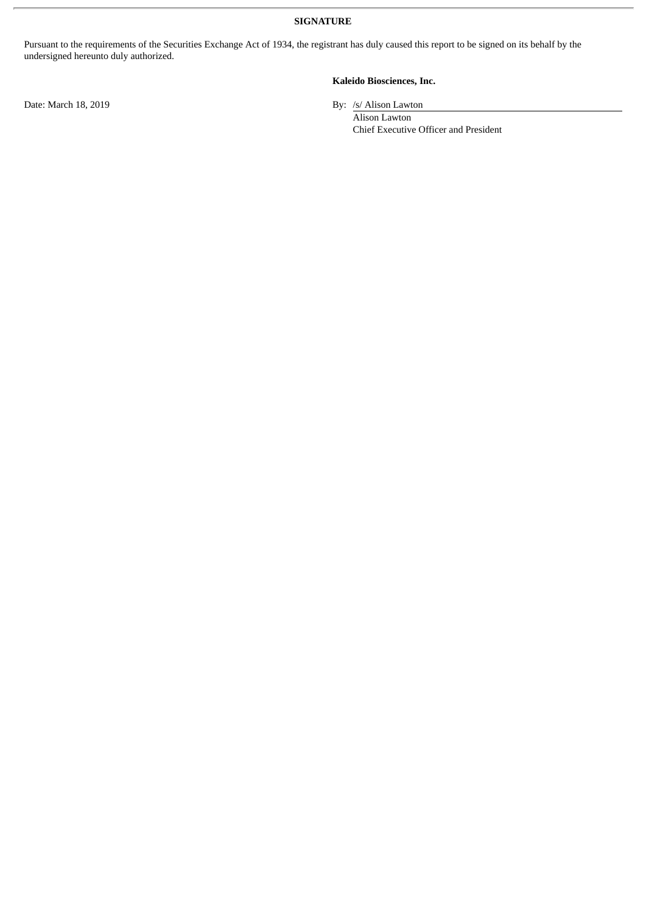**SIGNATURE**

Pursuant to the requirements of the Securities Exchange Act of 1934, the registrant has duly caused this report to be signed on its behalf by the undersigned hereunto duly authorized.

**Kaleido Biosciences, Inc.**

Date: March 18, 2019

By: /s/ Alison Lawton
Alison Lawton
Chief Executive Officer and President